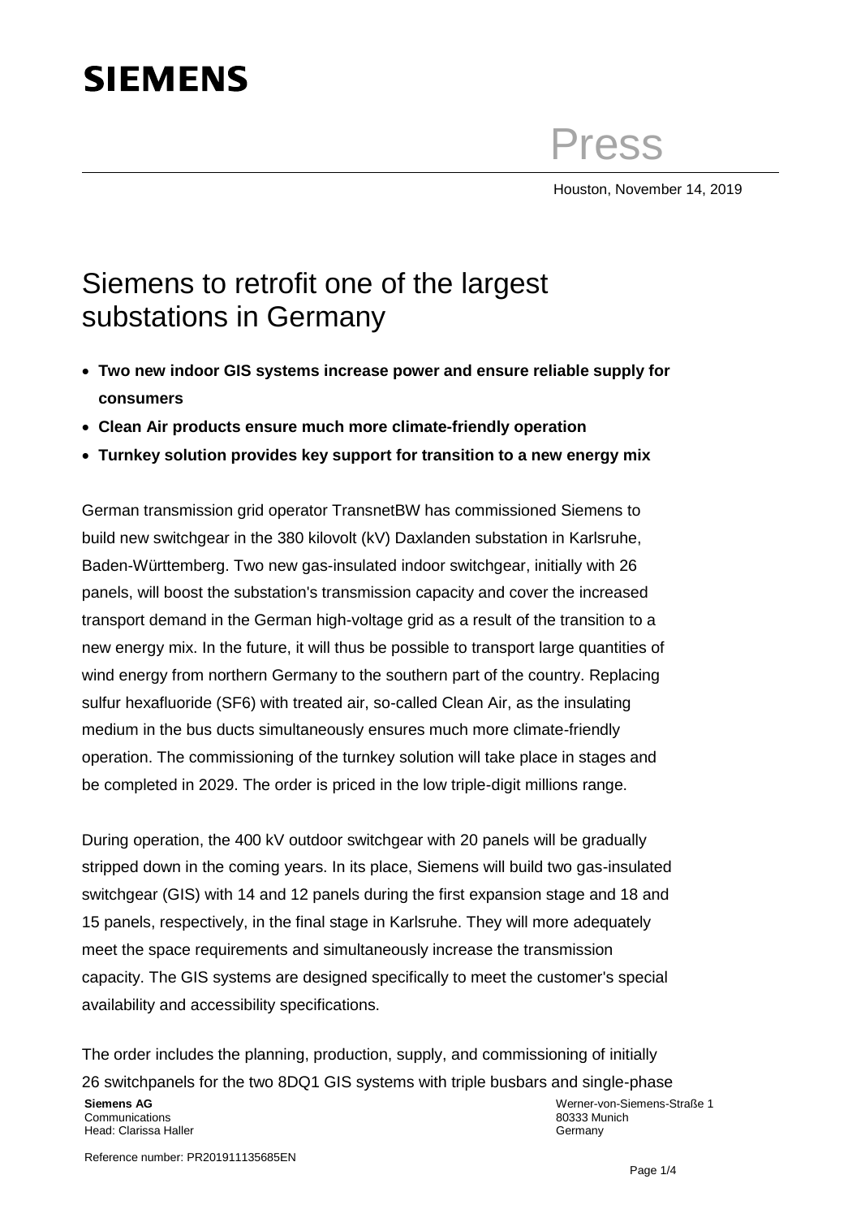SIEMENS

Press

Houston, November 14, 2019

# Siemens to retrofit one of the largest substations in Germany

- **Two new indoor GIS systems increase power and ensure reliable supply for consumers**
- **Clean Air products ensure much more climate-friendly operation**
- **Turnkey solution provides key support for transition to a new energy mix**

German transmission grid operator TransnetBW has commissioned Siemens to build new switchgear in the 380 kilovolt (kV) Daxlanden substation in Karlsruhe, Baden-Württemberg. Two new gas-insulated indoor switchgear, initially with 26 panels, will boost the substation's transmission capacity and cover the increased transport demand in the German high-voltage grid as a result of the transition to a new energy mix. In the future, it will thus be possible to transport large quantities of wind energy from northern Germany to the southern part of the country. Replacing sulfur hexafluoride ($SF_6$) with treated air, so-called Clean Air, as the insulating medium in the bus ducts simultaneously ensures much more climate-friendly operation. The commissioning of the turnkey solution will take place in stages and be completed in 2029. The order is priced in the low triple-digit millions range.

During operation, the 400 kV outdoor switchgear with 20 panels will be gradually stripped down in the coming years. In its place, Siemens will build two gas-insulated switchgear (GIS) with 14 and 12 panels during the first expansion stage and 18 and 15 panels, respectively, in the final stage in Karlsruhe. They will more adequately meet the space requirements and simultaneously increase the transmission capacity. The GIS systems are designed specifically to meet the customer's special availability and accessibility specifications.

The order includes the planning, production, supply, and commissioning of initially 26 switchpanels for the two 8DQ1 GIS systems with triple busbars and single-phase

**Siemens AG**
Communications
Head: Clarissa Haller

Werner-von-Siemens-Straße 1
80333 Munich
Germany

Reference number: PR201911135685EN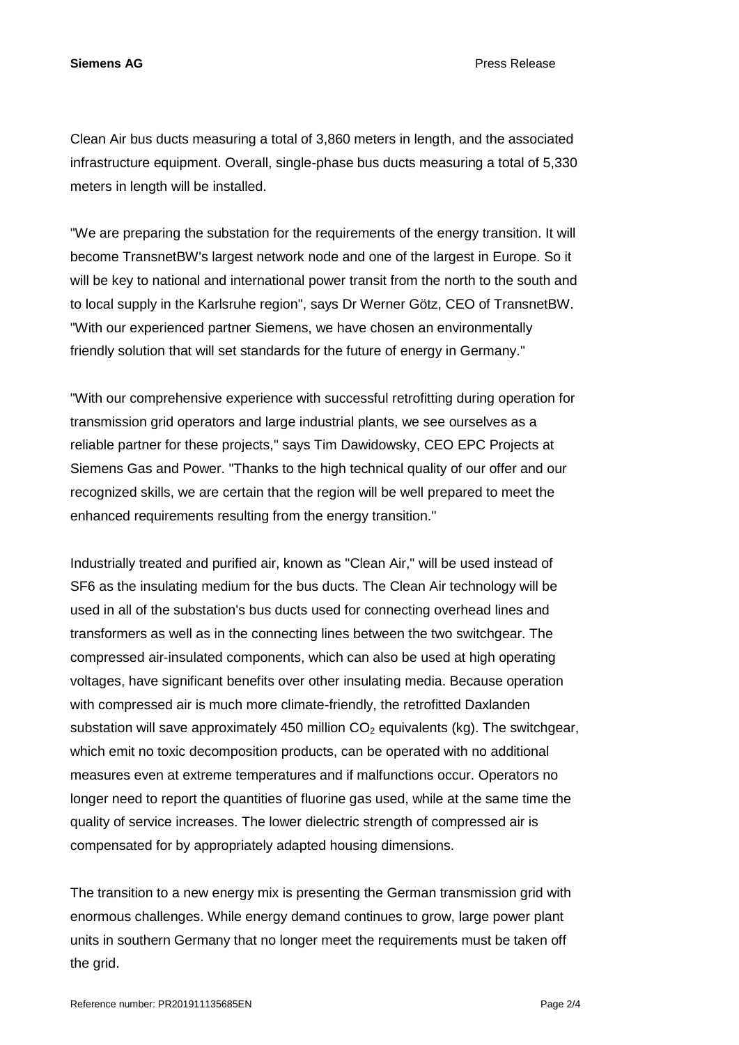Clean Air bus ducts measuring a total of 3,860 meters in length, and the associated infrastructure equipment. Overall, single-phase bus ducts measuring a total of 5,330 meters in length will be installed.

"We are preparing the substation for the requirements of the energy transition. It will become TransnetBW's largest network node and one of the largest in Europe. So it will be key to national and international power transit from the north to the south and to local supply in the Karlsruhe region", says Dr Werner Götz, CEO of TransnetBW. "With our experienced partner Siemens, we have chosen an environmentally friendly solution that will set standards for the future of energy in Germany."

"With our comprehensive experience with successful retrofitting during operation for transmission grid operators and large industrial plants, we see ourselves as a reliable partner for these projects," says Tim Dawidowsky, CEO EPC Projects at Siemens Gas and Power. "Thanks to the high technical quality of our offer and our recognized skills, we are certain that the region will be well prepared to meet the enhanced requirements resulting from the energy transition."

Industrially treated and purified air, known as "Clean Air," will be used instead of SF6 as the insulating medium for the bus ducts. The Clean Air technology will be used in all of the substation's bus ducts used for connecting overhead lines and transformers as well as in the connecting lines between the two switchgear. The compressed air-insulated components, which can also be used at high operating voltages, have significant benefits over other insulating media. Because operation with compressed air is much more climate-friendly, the retrofitted Daxlanden substation will save approximately 450 million $CO_2$ equivalents (kg). The switchgear, which emit no toxic decomposition products, can be operated with no additional measures even at extreme temperatures and if malfunctions occur. Operators no longer need to report the quantities of fluorine gas used, while at the same time the quality of service increases. The lower dielectric strength of compressed air is compensated for by appropriately adapted housing dimensions.

The transition to a new energy mix is presenting the German transmission grid with enormous challenges. While energy demand continues to grow, large power plant units in southern Germany that no longer meet the requirements must be taken off the grid.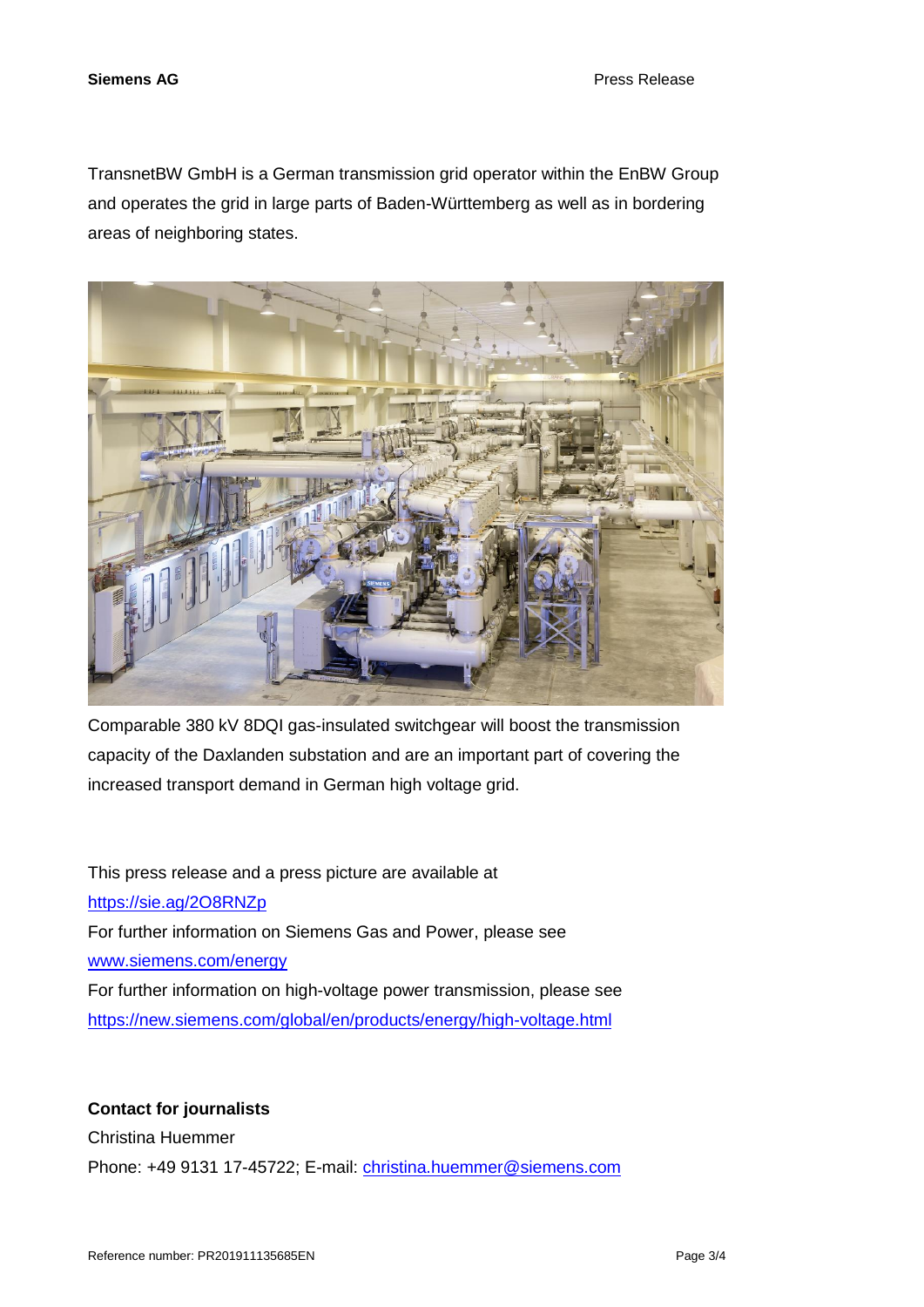TransnetBW GmbH is a German transmission grid operator within the EnBW Group and operates the grid in large parts of Baden-Württemberg as well as in bordering areas of neighboring states.

Comparable 380 kV 8DQI gas-insulated switchgear will boost the transmission capacity of the Daxlanden substation and are an important part of covering the increased transport demand in German high voltage grid.

This press release and a press picture are available at
https://sie.ag/2O8RNZp
For further information on Siemens Gas and Power, please see
www.siemens.com/energy
For further information on high-voltage power transmission, please see
https://new.siemens.com/global/en/products/energy/high-voltage.html

**Contact for journalists**
Christina Huemmer
Phone: +49 9131 17-45722; E-mail: christina.huemmer@siemens.com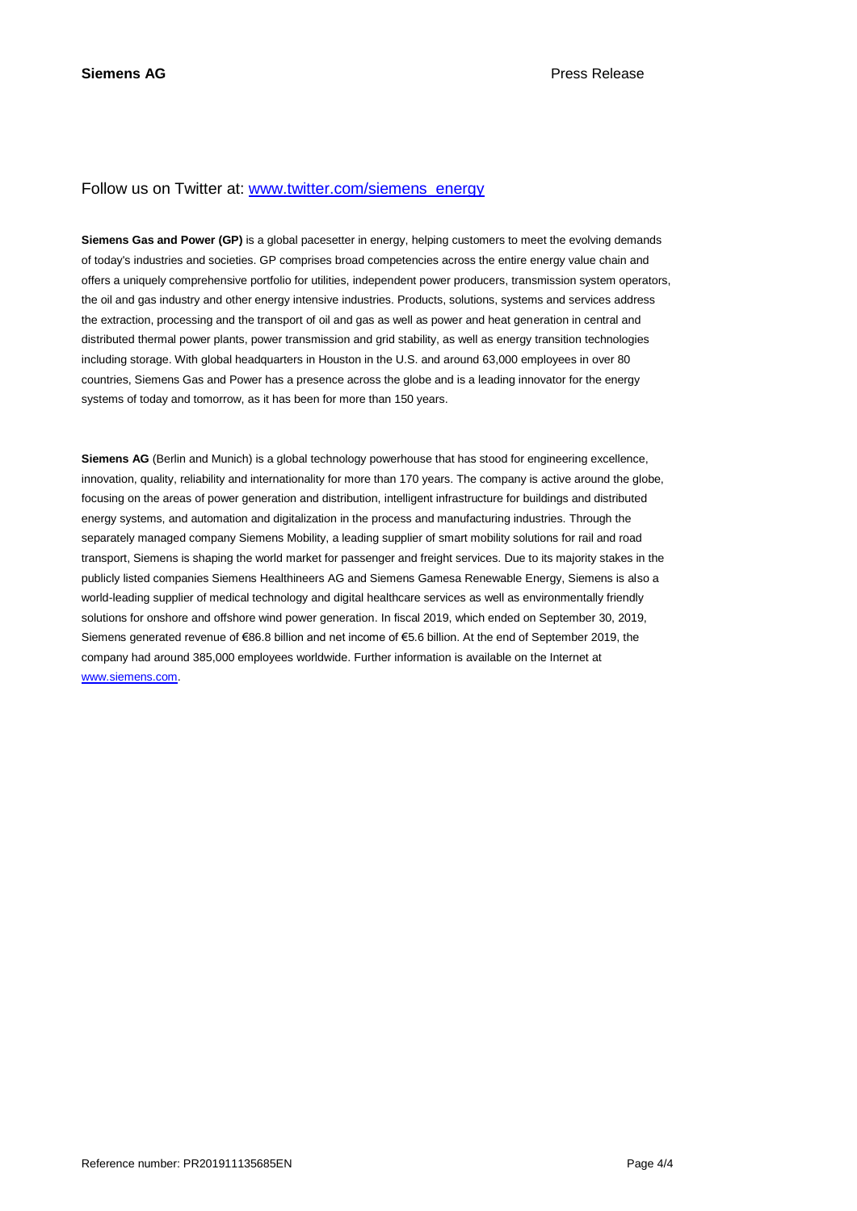Follow us on Twitter at: [www.twitter.com/siemens_energy](www.twitter.com/siemens_energy)

**Siemens Gas and Power (GP)** is a global pacesetter in energy, helping customers to meet the evolving demands of today's industries and societies. GP comprises broad competencies across the entire energy value chain and offers a uniquely comprehensive portfolio for utilities, independent power producers, transmission system operators, the oil and gas industry and other energy intensive industries. Products, solutions, systems and services address the extraction, processing and the transport of oil and gas as well as power and heat generation in central and distributed thermal power plants, power transmission and grid stability, as well as energy transition technologies including storage. With global headquarters in Houston in the U.S. and around 63,000 employees in over 80 countries, Siemens Gas and Power has a presence across the globe and is a leading innovator for the energy systems of today and tomorrow, as it has been for more than 150 years.

**Siemens AG** (Berlin and Munich) is a global technology powerhouse that has stood for engineering excellence, innovation, quality, reliability and internationality for more than 170 years. The company is active around the globe, focusing on the areas of power generation and distribution, intelligent infrastructure for buildings and distributed energy systems, and automation and digitalization in the process and manufacturing industries. Through the separately managed company Siemens Mobility, a leading supplier of smart mobility solutions for rail and road transport, Siemens is shaping the world market for passenger and freight services. Due to its majority stakes in the publicly listed companies Siemens Healthineers AG and Siemens Gamesa Renewable Energy, Siemens is also a world-leading supplier of medical technology and digital healthcare services as well as environmentally friendly solutions for onshore and offshore wind power generation. In fiscal 2019, which ended on September 30, 2019, Siemens generated revenue of €86.8 billion and net income of €5.6 billion. At the end of September 2019, the company had around 385,000 employees worldwide. Further information is available on the Internet at [www.siemens.com](www.siemens.com).

Reference number: PR201911135685EN